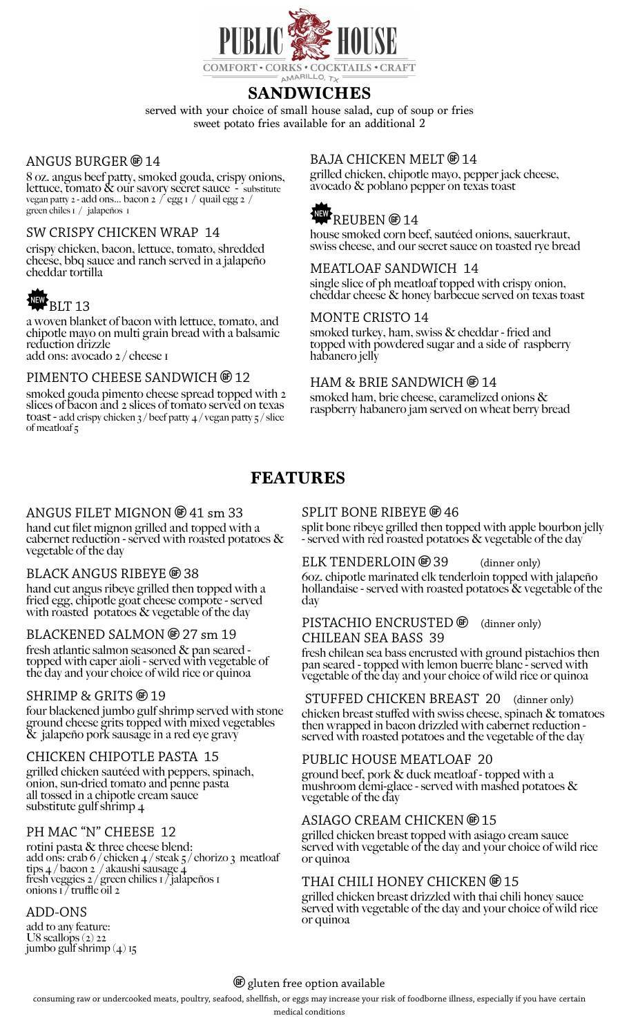# PUBLIC HOUSE

COMFORT • CORKS • COCKTAILS • CRAFT

AMARILLO, TX

## SANDWICHES

served with your choice of small house salad, cup of soup or fries
sweet potato fries available for an additional 2

### ANGUS BURGER (GF) 14

8 oz. angus beef patty, smoked gouda, crispy onions, lettuce, tomato & our savory secret sauce - substitute vegan patty 2 - add ons... bacon 2 / egg 1 / quail egg 2 / green chiles 1 / jalapeños 1

### SW CRISPY CHICKEN WRAP 14

crispy chicken, bacon, lettuce, tomato, shredded cheese, bbq sauce and ranch served in a jalapeño cheddar tortilla

### NEW BLT 13

a woven blanket of bacon with lettuce, tomato, and chipotle mayo on multi grain bread with a balsamic reduction drizzle
add ons: avocado 2 / cheese 1

### PIMENTO CHEESE SANDWICH (GF) 12

smoked gouda pimento cheese spread topped with 2 slices of bacon and 2 slices of tomato served on texas toast - add crispy chicken 3 / beef patty 4 / vegan patty 5 / slice of meatloaf 5

### BAJA CHICKEN MELT (GF) 14

grilled chicken, chipotle mayo, pepper jack cheese, avocado & poblano pepper on texas toast

### NEW REUBEN (GF) 14

house smoked corn beef, sautéed onions, sauerkraut, swiss cheese, and our secret sauce on toasted rye bread

### MEATLOAF SANDWICH 14

single slice of ph meatloaf topped with crispy onion, cheddar cheese & honey barbecue served on texas toast

### MONTE CRISTO 14

smoked turkey, ham, swiss & cheddar - fried and topped with powdered sugar and a side of raspberry habanero jelly

### HAM & BRIE SANDWICH (GF) 14

smoked ham, brie cheese, caramelized onions & raspberry habanero jam served on wheat berry bread

## FEATURES

### ANGUS FILET MIGNON (GF) 41 sm 33

hand cut filet mignon grilled and topped with a cabernet reduction - served with roasted potatoes & vegetable of the day

### BLACK ANGUS RIBEYE (GF) 38

hand cut angus ribeye grilled then topped with a fried egg, chipotle goat cheese compote - served with roasted potatoes & vegetable of the day

### BLACKENED SALMON (GF) 27 sm 19

fresh atlantic salmon seasoned & pan seared - topped with caper aioli - served with vegetable of the day and your choice of wild rice or quinoa

### SHRIMP & GRITS (GF) 19

four blackened jumbo gulf shrimp served with stone ground cheese grits topped with mixed vegetables & jalapeño pork sausage in a red eye gravy

### CHICKEN CHIPOTLE PASTA 15

grilled chicken sautéed with peppers, spinach, onion, sun-dried tomato and penne pasta all tossed in a chipotle cream sauce
substitute gulf shrimp 4

### PH MAC "N" CHEESE 12

rotini pasta & three cheese blend:
add ons: crab 6 / chicken 4 / steak 5 / chorizo 3 meatloaf tips 4 / bacon 2 / akaushi sausage 4
fresh veggies 2 / green chilies 1 / jalapeños 1
onions 1 / truffle oil 2

### ADD-ONS

add to any feature:
U8 scallops (2) 22
jumbo gulf shrimp (4) 15

### SPLIT BONE RIBEYE (GF) 46

split bone ribeye grilled then topped with apple bourbon jelly - served with red roasted potatoes & vegetable of the day

### ELK TENDERLOIN (GF) 39 (dinner only)

6oz. chipotle marinated elk tenderloin topped with jalapeño hollandaise - served with roasted potatoes & vegetable of the day

### PISTACHIO ENCRUSTED (GF) CHILEAN SEA BASS 39 (dinner only)

fresh chilean sea bass encrusted with ground pistachios then pan seared - topped with lemon buerre blanc - served with vegetable of the day and your choice of wild rice or quinoa

### STUFFED CHICKEN BREAST 20 (dinner only)

chicken breast stuffed with swiss cheese, spinach & tomatoes then wrapped in bacon drizzled with cabernet reduction - served with roasted potatoes and the vegetable of the day

### PUBLIC HOUSE MEATLOAF 20

ground beef, pork & duck meatloaf - topped with a mushroom demi-glace - served with mashed potatoes & vegetable of the day

### ASIAGO CREAM CHICKEN (GF) 15

grilled chicken breast topped with asiago cream sauce served with vegetable of the day and your choice of wild rice or quinoa

### THAI CHILI HONEY CHICKEN (GF) 15

grilled chicken breast drizzled with thai chili honey sauce served with vegetable of the day and your choice of wild rice or quinoa

(GF) gluten free option available

consuming raw or undercooked meats, poultry, seafood, shellfish, or eggs may increase your risk of foodborne illness, especially if you have certain medical conditions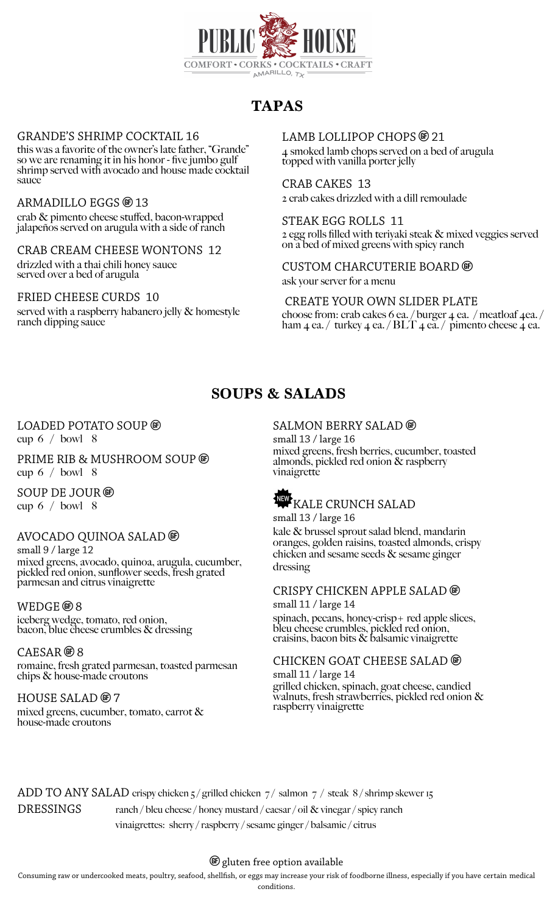# PUBLIC HOUSE

COMFORT • CORKS • COCKTAILS • CRAFT

AMARILLO, TX

## TAPAS

### GRANDE'S SHRIMP COCKTAIL 16

this was a favorite of the owner's late father, "Grande" so we are renaming it in his honor - five jumbo gulf shrimp served with avocado and house made cocktail sauce

### ARMADILLO EGGS (GF) 13

crab & pimento cheese stuffed, bacon-wrapped jalapeños served on arugula with a side of ranch

### CRAB CREAM CHEESE WONTONS 12

drizzled with a thai chili honey sauce served over a bed of arugula

### FRIED CHEESE CURDS 10

served with a raspberry habanero jelly & homestyle ranch dipping sauce

### LAMB LOLLIPOP CHOPS (GF) 21

4 smoked lamb chops served on a bed of arugula topped with vanilla porter jelly

### CRAB CAKES 13

2 crab cakes drizzled with a dill remoulade

### STEAK EGG ROLLS 11

2 egg rolls filled with teriyaki steak & mixed veggies served on a bed of mixed greens with spicy ranch

### CUSTOM CHARCUTERIE BOARD (GF)

ask your server for a menu

### CREATE YOUR OWN SLIDER PLATE

choose from: crab cakes 6 ea. / burger 4 ea. / meatloaf 4ea. / ham 4 ea. / turkey 4 ea. / BLT 4 ea. / pimento cheese 4 ea.

## SOUPS & SALADS

### LOADED POTATO SOUP (GF)

cup 6 / bowl 8

### PRIME RIB & MUSHROOM SOUP (GF)

cup 6 / bowl 8

### SOUP DE JOUR (GF)

cup 6 / bowl 8

### AVOCADO QUINOA SALAD (GF)

small 9 / large 12

mixed greens, avocado, quinoa, arugula, cucumber, pickled red onion, sunflower seeds, fresh grated parmesan and citrus vinaigrette

### WEDGE (GF) 8

iceberg wedge, tomato, red onion, bacon, blue cheese crumbles & dressing

### CAESAR (GF) 8

romaine, fresh grated parmesan, toasted parmesan chips & house-made croutons

### HOUSE SALAD (GF) 7

mixed greens, cucumber, tomato, carrot & house-made croutons

### SALMON BERRY SALAD (GF)

small 13 / large 16

mixed greens, fresh berries, cucumber, toasted almonds, pickled red onion & raspberry vinaigrette

### NEW KALE CRUNCH SALAD

small 13 / large 16

kale & brussel sprout salad blend, mandarin oranges, golden raisins, toasted almonds, crispy chicken and sesame seeds & sesame ginger dressing

### CRISPY CHICKEN APPLE SALAD (GF)

small 11 / large 14

spinach, pecans, honey-crisp+ red apple slices, bleu cheese crumbles, pickled red onion, craisins, bacon bits & balsamic vinaigrette

### CHICKEN GOAT CHEESE SALAD (GF)

small 11 / large 14

grilled chicken, spinach, goat cheese, candied walnuts, fresh strawberries, pickled red onion & raspberry vinaigrette

ADD TO ANY SALAD crispy chicken 5 / grilled chicken 7 / salmon 7 / steak 8 / shrimp skewer 15

DRESSINGS ranch / bleu cheese / honey mustard / caesar / oil & vinegar / spicy ranch

vinaigrettes: sherry / raspberry / sesame ginger / balsamic / citrus

(GF) gluten free option available

Consuming raw or undercooked meats, poultry, seafood, shellfish, or eggs may increase your risk of foodborne illness, especially if you have certain medical conditions.